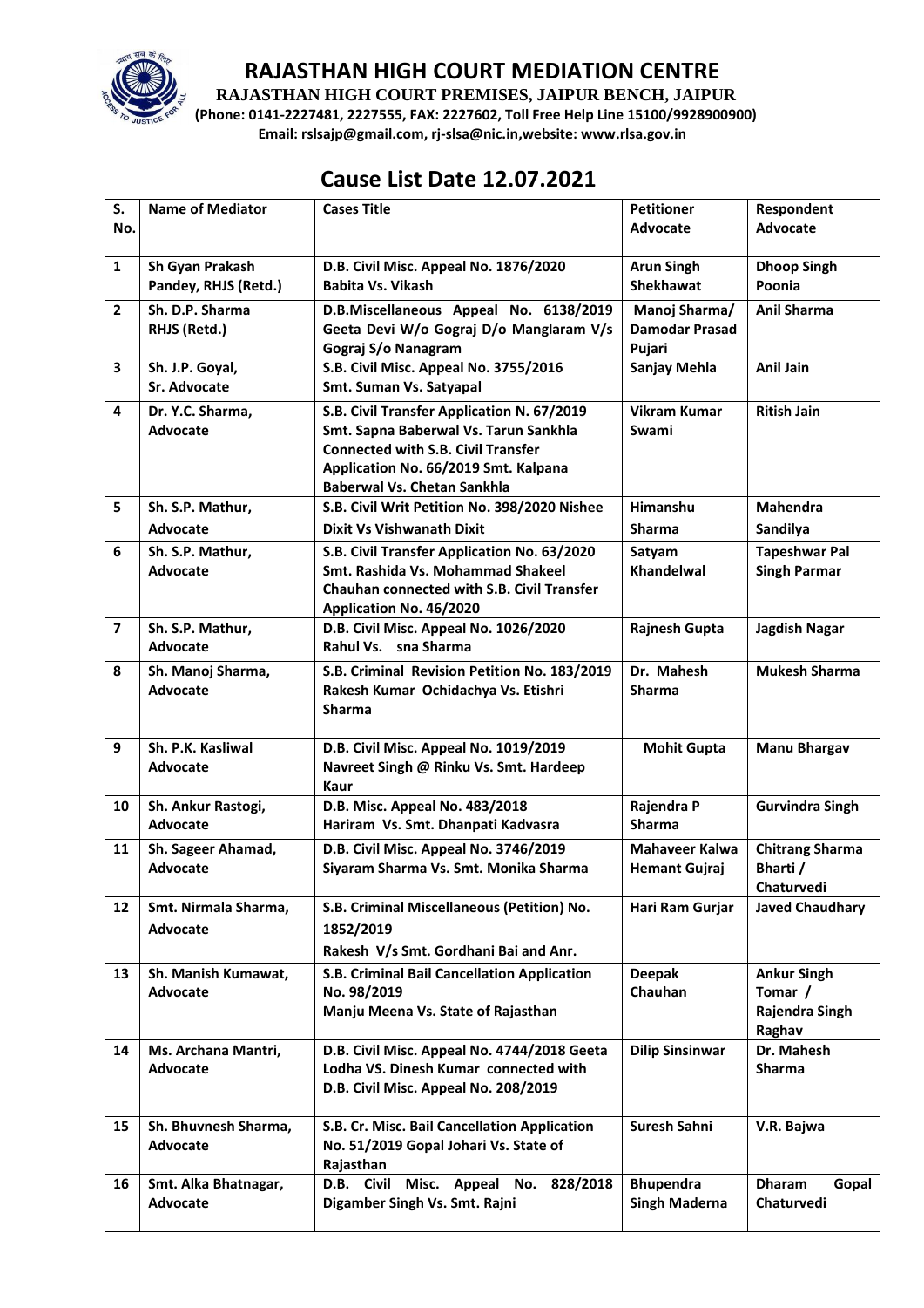# RAJASTHAN HIGH COURT MEDIATION CENTRE

**RAJASTHAN HIGH COURT PREMISES, JAIPUR BENCH, JAIPUR**

**(Phone: 0141-2227481, 2227555, FAX: 2227602, Toll Free Help Line 15100/9928900900)**

**Email: rslsajp@gmail.com, rj-slsa@nic.in,website: www.rlsa.gov.in**

## Cause List Date 12.07.2021

| S. No. | Name of Mediator | Cases Title | Petitioner Advocate | Respondent Advocate |
|---|---|---|---|---|
| 1 | Sh Gyan Prakash Pandey, RHJS (Retd.) | D.B. Civil Misc. Appeal No. 1876/2020 Babita Vs. Vikash | Arun Singh Shekhawat | Dhoop Singh Poonia |
| 2 | Sh. D.P. Sharma RHJS (Retd.) | D.B.Miscellaneous Appeal No. 6138/2019 Geeta Devi W/o Gograj D/o Manglaram V/s Gograj S/o Nanagram | Manoj Sharma/ Damodar Prasad Pujari | Anil Sharma |
| 3 | Sh. J.P. Goyal, Sr. Advocate | S.B. Civil Misc. Appeal No. 3755/2016 Smt. Suman Vs. Satyapal | Sanjay Mehla | Anil Jain |
| 4 | Dr. Y.C. Sharma, Advocate | S.B. Civil Transfer Application N. 67/2019 Smt. Sapna Baberwal Vs. Tarun Sankhla Connected with S.B. Civil Transfer Application No. 66/2019 Smt. Kalpana Baberwal Vs. Chetan Sankhla | Vikram Kumar Swami | Ritish Jain |
| 5 | Sh. S.P. Mathur, Advocate | S.B. Civil Writ Petition No. 398/2020 Nishee Dixit Vs Vishwanath Dixit | Himanshu Sharma | Mahendra Sandilya |
| 6 | Sh. S.P. Mathur, Advocate | S.B. Civil Transfer Application No. 63/2020 Smt. Rashida Vs. Mohammad Shakeel Chauhan connected with S.B. Civil Transfer Application No. 46/2020 | Satyam Khandelwal | Tapeshwar Pal Singh Parmar |
| 7 | Sh. S.P. Mathur, Advocate | D.B. Civil Misc. Appeal No. 1026/2020 Rahul Vs. sna Sharma | Rajnesh Gupta | Jagdish Nagar |
| 8 | Sh. Manoj Sharma, Advocate | S.B. Criminal Revision Petition No. 183/2019 Rakesh Kumar Ochidachya Vs. Etishri Sharma | Dr. Mahesh Sharma | Mukesh Sharma |
| 9 | Sh. P.K. Kasliwal Advocate | D.B. Civil Misc. Appeal No. 1019/2019 Navreet Singh @ Rinku Vs. Smt. Hardeep Kaur | Mohit Gupta | Manu Bhargav |
| 10 | Sh. Ankur Rastogi, Advocate | D.B. Misc. Appeal No. 483/2018 Hariram Vs. Smt. Dhanpati Kadvasra | Rajendra P Sharma | Gurvindra Singh |
| 11 | Sh. Sageer Ahamad, Advocate | D.B. Civil Misc. Appeal No. 3746/2019 Siyaram Sharma Vs. Smt. Monika Sharma | Mahaveer Kalwa Hemant Gujraj | Chitrang Sharma Bharti / Chaturvedi |
| 12 | Smt. Nirmala Sharma, Advocate | S.B. Criminal Miscellaneous (Petition) No. 1852/2019 Rakesh V/s Smt. Gordhani Bai and Anr. | Hari Ram Gurjar | Javed Chaudhary |
| 13 | Sh. Manish Kumawat, Advocate | S.B. Criminal Bail Cancellation Application No. 98/2019 Manju Meena Vs. State of Rajasthan | Deepak Chauhan | Ankur Singh Tomar / Rajendra Singh Raghav |
| 14 | Ms. Archana Mantri, Advocate | D.B. Civil Misc. Appeal No. 4744/2018 Geeta Lodha VS. Dinesh Kumar connected with D.B. Civil Misc. Appeal No. 208/2019 | Dilip Sinsinwar | Dr. Mahesh Sharma |
| 15 | Sh. Bhuvnesh Sharma, Advocate | S.B. Cr. Misc. Bail Cancellation Application No. 51/2019 Gopal Johari Vs. State of Rajasthan | Suresh Sahni | V.R. Bajwa |
| 16 | Smt. Alka Bhatnagar, Advocate | D.B. Civil Misc. Appeal No. 828/2018 Digamber Singh Vs. Smt. Rajni | Bhupendra Singh Maderna | Dharam Gopal Chaturvedi |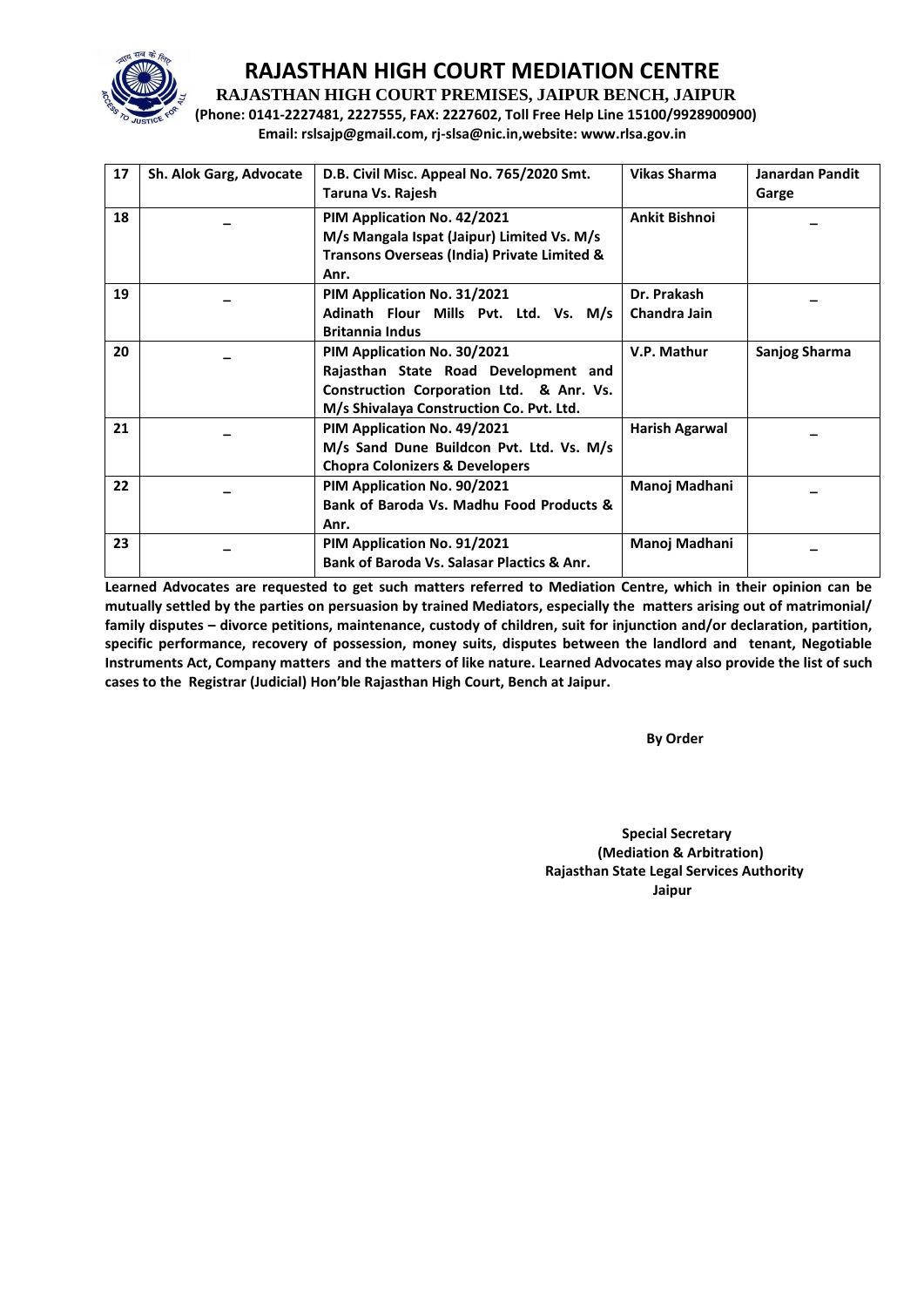# RAJASTHAN HIGH COURT MEDIATION CENTRE

**RAJASTHAN HIGH COURT PREMISES, JAIPUR BENCH, JAIPUR**

**(Phone: 0141-2227481, 2227555, FAX: 2227602, Toll Free Help Line 15100/9928900900)**

**Email: rslsajp@gmail.com, rj-slsa@nic.in,website: www.rlsa.gov.in**

| | | | | |
|---|---|---|---|---|
| 17 | Sh. Alok Garg, Advocate | D.B. Civil Misc. Appeal No. 765/2020 Smt. Taruna Vs. Rajesh | Vikas Sharma | Janardan Pandit Garge |
| 18 | – | PIM Application No. 42/2021 M/s Mangala Ispat (Jaipur) Limited Vs. M/s Transons Overseas (India) Private Limited & Anr. | Ankit Bishnoi | – |
| 19 | – | PIM Application No. 31/2021 Adinath Flour Mills Pvt. Ltd. Vs. M/s Britannia Indus | Dr. Prakash Chandra Jain | – |
| 20 | – | PIM Application No. 30/2021 Rajasthan State Road Development and Construction Corporation Ltd. & Anr. Vs. M/s Shivalaya Construction Co. Pvt. Ltd. | V.P. Mathur | Sanjog Sharma |
| 21 | – | PIM Application No. 49/2021 M/s Sand Dune Buildcon Pvt. Ltd. Vs. M/s Chopra Colonizers & Developers | Harish Agarwal | – |
| 22 | – | PIM Application No. 90/2021 Bank of Baroda Vs. Madhu Food Products & Anr. | Manoj Madhani | – |
| 23 | – | PIM Application No. 91/2021 Bank of Baroda Vs. Salasar Plactics & Anr. | Manoj Madhani | – |

**Learned Advocates are requested to get such matters referred to Mediation Centre, which in their opinion can be mutually settled by the parties on persuasion by trained Mediators, especially the matters arising out of matrimonial/ family disputes – divorce petitions, maintenance, custody of children, suit for injunction and/or declaration, partition, specific performance, recovery of possession, money suits, disputes between the landlord and tenant, Negotiable Instruments Act, Company matters and the matters of like nature. Learned Advocates may also provide the list of such cases to the Registrar (Judicial) Hon'ble Rajasthan High Court, Bench at Jaipur.**

**By Order**

**Special Secretary**
**(Mediation & Arbitration)**
**Rajasthan State Legal Services Authority**
**Jaipur**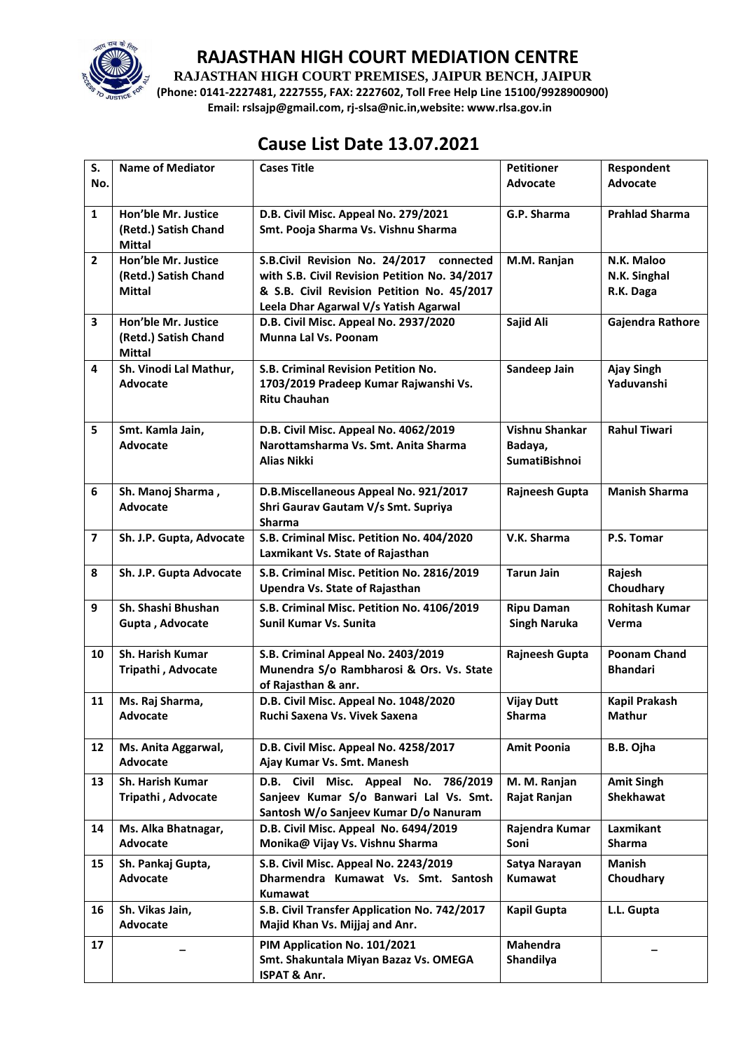# RAJASTHAN HIGH COURT MEDIATION CENTRE

**RAJASTHAN HIGH COURT PREMISES, JAIPUR BENCH, JAIPUR**

**(Phone: 0141-2227481, 2227555, FAX: 2227602, Toll Free Help Line 15100/9928900900)**

**Email: rslsajp@gmail.com, rj-slsa@nic.in,website: www.rlsa.gov.in**

## Cause List Date 13.07.2021

| S. No. | Name of Mediator | Cases Title | Petitioner Advocate | Respondent Advocate |
|---|---|---|---|---|
| 1 | Hon'ble Mr. Justice (Retd.) Satish Chand Mittal | D.B. Civil Misc. Appeal No. 279/2021 Smt. Pooja Sharma Vs. Vishnu Sharma | G.P. Sharma | Prahlad Sharma |
| 2 | Hon'ble Mr. Justice (Retd.) Satish Chand Mittal | S.B.Civil Revision No. 24/2017 connected with S.B. Civil Revision Petition No. 34/2017 & S.B. Civil Revision Petition No. 45/2017 Leela Dhar Agarwal V/s Yatish Agarwal | M.M. Ranjan | N.K. Maloo N.K. Singhal R.K. Daga |
| 3 | Hon'ble Mr. Justice (Retd.) Satish Chand Mittal | D.B. Civil Misc. Appeal No. 2937/2020 Munna Lal Vs. Poonam | Sajid Ali | Gajendra Rathore |
| 4 | Sh. Vinodi Lal Mathur, Advocate | S.B. Criminal Revision Petition No. 1703/2019 Pradeep Kumar Rajwanshi Vs. Ritu Chauhan | Sandeep Jain | Ajay Singh Yaduvanshi |
| 5 | Smt. Kamla Jain, Advocate | D.B. Civil Misc. Appeal No. 4062/2019 Narottamsharma Vs. Smt. Anita Sharma Alias Nikki | Vishnu Shankar Badaya, SumatiBishnoi | Rahul Tiwari |
| 6 | Sh. Manoj Sharma , Advocate | D.B.Miscellaneous Appeal No. 921/2017 Shri Gaurav Gautam V/s Smt. Supriya Sharma | Rajneesh Gupta | Manish Sharma |
| 7 | Sh. J.P. Gupta, Advocate | S.B. Criminal Misc. Petition No. 404/2020 Laxmikant Vs. State of Rajasthan | V.K. Sharma | P.S. Tomar |
| 8 | Sh. J.P. Gupta Advocate | S.B. Criminal Misc. Petition No. 2816/2019 Upendra Vs. State of Rajasthan | Tarun Jain | Rajesh Choudhary |
| 9 | Sh. Shashi Bhushan Gupta , Advocate | S.B. Criminal Misc. Petition No. 4106/2019 Sunil Kumar Vs. Sunita | Ripu Daman Singh Naruka | Rohitash Kumar Verma |
| 10 | Sh. Harish Kumar Tripathi , Advocate | S.B. Criminal Appeal No. 2403/2019 Munendra S/o Rambharosi & Ors. Vs. State of Rajasthan & anr. | Rajneesh Gupta | Poonam Chand Bhandari |
| 11 | Ms. Raj Sharma, Advocate | D.B. Civil Misc. Appeal No. 1048/2020 Ruchi Saxena Vs. Vivek Saxena | Vijay Dutt Sharma | Kapil Prakash Mathur |
| 12 | Ms. Anita Aggarwal, Advocate | D.B. Civil Misc. Appeal No. 4258/2017 Ajay Kumar Vs. Smt. Manesh | Amit Poonia | B.B. Ojha |
| 13 | Sh. Harish Kumar Tripathi , Advocate | D.B. Civil Misc. Appeal No. 786/2019 Sanjeev Kumar S/o Banwari Lal Vs. Smt. Santosh W/o Sanjeev Kumar D/o Nanuram | M. M. Ranjan Rajat Ranjan | Amit Singh Shekhawat |
| 14 | Ms. Alka Bhatnagar, Advocate | D.B. Civil Misc. Appeal No. 6494/2019 Monika@ Vijay Vs. Vishnu Sharma | Rajendra Kumar Soni | Laxmikant Sharma |
| 15 | Sh. Pankaj Gupta, Advocate | S.B. Civil Misc. Appeal No. 2243/2019 Dharmendra Kumawat Vs. Smt. Santosh Kumawat | Satya Narayan Kumawat | Manish Choudhary |
| 16 | Sh. Vikas Jain, Advocate | S.B. Civil Transfer Application No. 742/2017 Majid Khan Vs. Mijjaj and Anr. | Kapil Gupta | L.L. Gupta |
| 17 | _ | PIM Application No. 101/2021 Smt. Shakuntala Miyan Bazaz Vs. OMEGA ISPAT & Anr. | Mahendra Shandilya | _ |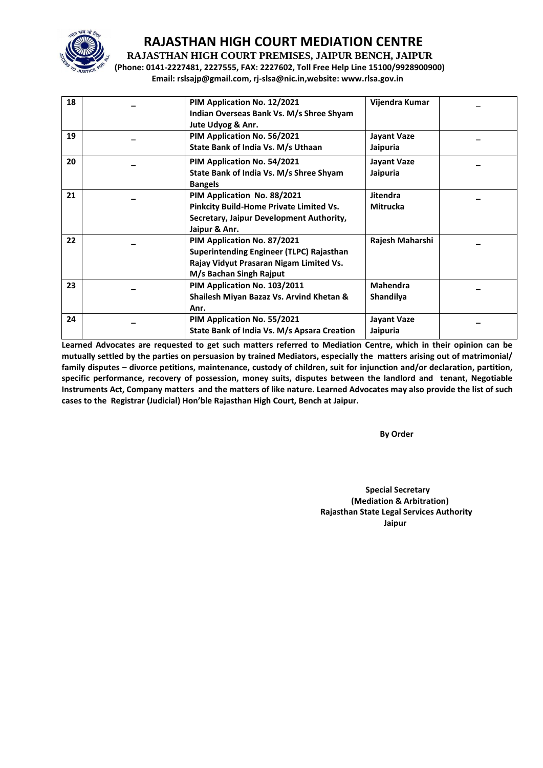# RAJASTHAN HIGH COURT MEDIATION CENTRE

**RAJASTHAN HIGH COURT PREMISES, JAIPUR BENCH, JAIPUR**

**(Phone: 0141-2227481, 2227555, FAX: 2227602, Toll Free Help Line 15100/9928900900)**

**Email: rslsajp@gmail.com, rj-slsa@nic.in,website: www.rlsa.gov.in**

| | | | | |
|---|---|---|---|---|
| 18 | _ | **PIM Application No. 12/2021 Indian Overseas Bank Vs. M/s Shree Shyam Jute Udyog & Anr.** | **Vijendra Kumar** | _ |
| 19 | _ | **PIM Application No. 56/2021 State Bank of India Vs. M/s Uthaan** | **Jayant Vaze Jaipuria** | _ |
| 20 | _ | **PIM Application No. 54/2021 State Bank of India Vs. M/s Shree Shyam Bangels** | **Jayant Vaze Jaipuria** | _ |
| 21 | _ | **PIM Application No. 88/2021 Pinkcity Build-Home Private Limited Vs. Secretary, Jaipur Development Authority, Jaipur & Anr.** | **Jitendra Mitrucka** | _ |
| 22 | _ | **PIM Application No. 87/2021 Superintending Engineer (TLPC) Rajasthan Rajay Vidyut Prasaran Nigam Limited Vs. M/s Bachan Singh Rajput** | **Rajesh Maharshi** | _ |
| 23 | _ | **PIM Application No. 103/2011 Shailesh Miyan Bazaz Vs. Arvind Khetan & Anr.** | **Mahendra Shandilya** | _ |
| 24 | _ | **PIM Application No. 55/2021 State Bank of India Vs. M/s Apsara Creation** | **Jayant Vaze Jaipuria** | _ |

**Learned Advocates are requested to get such matters referred to Mediation Centre, which in their opinion can be mutually settled by the parties on persuasion by trained Mediators, especially the matters arising out of matrimonial/ family disputes – divorce petitions, maintenance, custody of children, suit for injunction and/or declaration, partition, specific performance, recovery of possession, money suits, disputes between the landlord and tenant, Negotiable Instruments Act, Company matters and the matters of like nature. Learned Advocates may also provide the list of such cases to the Registrar (Judicial) Hon'ble Rajasthan High Court, Bench at Jaipur.**

**By Order**

**Special Secretary**
**(Mediation & Arbitration)**
**Rajasthan State Legal Services Authority**
**Jaipur**